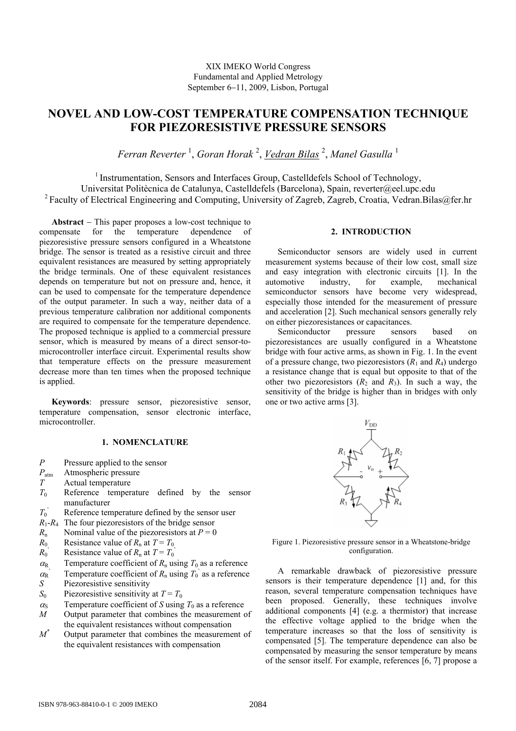XIX IMEKO World Congress
Fundamental and Applied Metrology
September 6−11, 2009, Lisbon, Portugal

# NOVEL AND LOW-COST TEMPERATURE COMPENSATION TECHNIQUE FOR PIEZORESISTIVE PRESSURE SENSORS

*Ferran Reverter* [1], *Goran Horak* [2], *Vedran Bilas* [2], *Manel Gasulla* [1]

[1] Instrumentation, Sensors and Interfaces Group, Castelldefels School of Technology, Universitat Politècnica de Catalunya, Castelldefels (Barcelona), Spain, reverter@eel.upc.edu
[2] Faculty of Electrical Engineering and Computing, University of Zagreb, Zagreb, Croatia, Vedran.Bilas@fer.hr

**Abstract** − This paper proposes a low-cost technique to compensate for the temperature dependence of piezoresistive pressure sensors configured in a Wheatstone bridge. The sensor is treated as a resistive circuit and three equivalent resistances are measured by setting appropriately the bridge terminals. One of these equivalent resistances depends on temperature but not on pressure and, hence, it can be used to compensate for the temperature dependence of the output parameter. In such a way, neither data of a previous temperature calibration nor additional components are required to compensate for the temperature dependence. The proposed technique is applied to a commercial pressure sensor, which is measured by means of a direct sensor-to-microcontroller interface circuit. Experimental results show that temperature effects on the pressure measurement decrease more than ten times when the proposed technique is applied.

**Keywords**: pressure sensor, piezoresistive sensor, temperature compensation, sensor electronic interface, microcontroller.

## 1. NOMENCLATURE

| | |
|---|---|
| $P$ | Pressure applied to the sensor |
| $P_{atm}$ | Atmospheric pressure |
| $T$ | Actual temperature |
| $T_0$ | Reference temperature defined by the sensor manufacturer |
| $T_0^{'}$ | Reference temperature defined by the sensor user |
| $R_1$-$R_4$ | The four piezoresistors of the bridge sensor |
| $R_n$ | Nominal value of the piezoresistors at $P = 0$ |
| $R_0$ | Resistance value of $R_n$ at $T = T_0$ |
| $R_0^{'}$ | Resistance value of $R_n$ at $T = T_0^{'}$ |
| $\alpha_R$ | Temperature coefficient of $R_n$ using $T_0$ as a reference |
| $\alpha_R^{'}$ | Temperature coefficient of $R_n$ using $T_0^{'}$ as a reference |
| $S$ | Piezoresistive sensitivity |
| $S_0$ | Piezoresistive sensitivity at $T = T_0$ |
| $\alpha_S$ | Temperature coefficient of $S$ using $T_0$ as a reference |
| $M$ | Output parameter that combines the measurement of the equivalent resistances without compensation |
| $M^*$ | Output parameter that combines the measurement of the equivalent resistances with compensation |

## 2. INTRODUCTION

Semiconductor sensors are widely used in current measurement systems because of their low cost, small size and easy integration with electronic circuits [1]. In the automotive industry, for example, mechanical semiconductor sensors have become very widespread, especially those intended for the measurement of pressure and acceleration [2]. Such mechanical sensors generally rely on either piezoresistances or capacitances.

Semiconductor pressure sensors based on piezoresistances are usually configured in a Wheatstone bridge with four active arms, as shown in Fig. 1. In the event of a pressure change, two piezoresistors ($R_1$ and $R_4$) undergo a resistance change that is equal but opposite to that of the other two piezoresistors ($R_2$ and $R_3$). In such a way, the sensitivity of the bridge is higher than in bridges with only one or two active arms [3].

Figure 1. Piezoresistive pressure sensor in a Wheatstone-bridge configuration.

A remarkable drawback of piezoresistive pressure sensors is their temperature dependence [1] and, for this reason, several temperature compensation techniques have been proposed. Generally, these techniques involve additional components [4] (e.g. a thermistor) that increase the effective voltage applied to the bridge when the temperature increases so that the loss of sensitivity is compensated [5]. The temperature dependence can also be compensated by measuring the sensor temperature by means of the sensor itself. For example, references [6, 7] propose a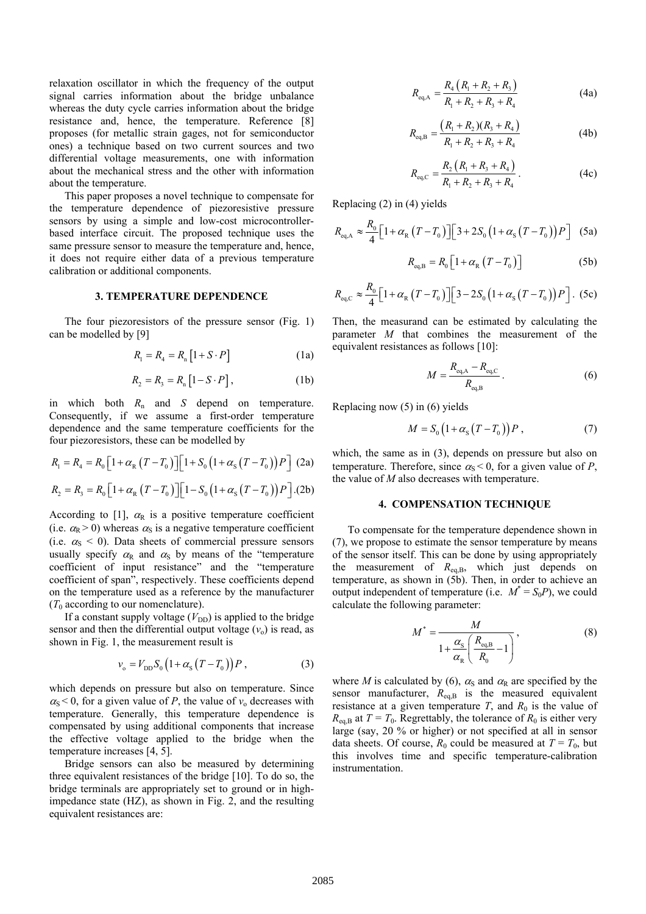relaxation oscillator in which the frequency of the output signal carries information about the bridge unbalance whereas the duty cycle carries information about the bridge resistance and, hence, the temperature. Reference [8] proposes (for metallic strain gages, not for semiconductor ones) a technique based on two current sources and two differential voltage measurements, one with information about the mechanical stress and the other with information about the temperature.

This paper proposes a novel technique to compensate for the temperature dependence of piezoresistive pressure sensors by using a simple and low-cost microcontroller-based interface circuit. The proposed technique uses the same pressure sensor to measure the temperature and, hence, it does not require either data of a previous temperature calibration or additional components.

## 3. TEMPERATURE DEPENDENCE

The four piezoresistors of the pressure sensor (Fig. 1) can be modelled by [9]

$$R_1 = R_4 = R_n\left[1 + S \cdot P\right] \tag{1a}$$

$$R_2 = R_3 = R_n\left[1 - S \cdot P\right], \tag{1b}$$

in which both $R_n$ and $S$ depend on temperature. Consequently, if we assume a first-order temperature dependence and the same temperature coefficients for the four piezoresistors, these can be modelled by

$$R_1 = R_4 = R_0\left[1 + \alpha_R\left(T - T_0\right)\right]\left[1 + S_0\left(1 + \alpha_S\left(T - T_0\right)\right)P\right] \tag{2a}$$

$$R_2 = R_3 = R_0\left[1 + \alpha_R\left(T - T_0\right)\right]\left[1 - S_0\left(1 + \alpha_S\left(T - T_0\right)\right)P\right]. \tag{2b}$$

According to [1], $\alpha_R$ is a positive temperature coefficient (i.e. $\alpha_R > 0$) whereas $\alpha_S$ is a negative temperature coefficient (i.e. $\alpha_S < 0$). Data sheets of commercial pressure sensors usually specify $\alpha_R$ and $\alpha_S$ by means of the "temperature coefficient of input resistance" and the "temperature coefficient of span", respectively. These coefficients depend on the temperature used as a reference by the manufacturer ($T_0$ according to our nomenclature).

If a constant supply voltage ($V_{DD}$) is applied to the bridge sensor and then the differential output voltage ($v_o$) is read, as shown in Fig. 1, the measurement result is

$$v_o = V_{DD} S_0\left(1 + \alpha_S\left(T - T_0\right)\right)P, \tag{3}$$

which depends on pressure but also on temperature. Since $\alpha_S < 0$, for a given value of $P$, the value of $v_o$ decreases with temperature. Generally, this temperature dependence is compensated by using additional components that increase the effective voltage applied to the bridge when the temperature increases [4, 5].

Bridge sensors can also be measured by determining three equivalent resistances of the bridge [10]. To do so, the bridge terminals are appropriately set to ground or in high-impedance state (HZ), as shown in Fig. 2, and the resulting equivalent resistances are:

$$R_{eq,A} = \frac{R_4\left(R_1 + R_2 + R_3\right)}{R_1 + R_2 + R_3 + R_4} \tag{4a}$$

$$R_{eq,B} = \frac{\left(R_1 + R_2\right)\left(R_3 + R_4\right)}{R_1 + R_2 + R_3 + R_4} \tag{4b}$$

$$R_{eq,C} = \frac{R_2\left(R_1 + R_3 + R_4\right)}{R_1 + R_2 + R_3 + R_4}. \tag{4c}$$

Replacing (2) in (4) yields

$$R_{eq,A} \approx \frac{R_0}{4}\left[1 + \alpha_R\left(T - T_0\right)\right]\left[3 + 2S_0\left(1 + \alpha_S\left(T - T_0\right)\right)P\right] \tag{5a}$$

$$R_{eq,B} = R_0\left[1 + \alpha_R\left(T - T_0\right)\right] \tag{5b}$$

$$R_{eq,C} \approx \frac{R_0}{4}\left[1 + \alpha_R\left(T - T_0\right)\right]\left[3 - 2S_0\left(1 + \alpha_S\left(T - T_0\right)\right)P\right]. \tag{5c}$$

Then, the measurand can be estimated by calculating the parameter $M$ that combines the measurement of the equivalent resistances as follows [10]:

$$M = \frac{R_{eq,A} - R_{eq,C}}{R_{eq,B}}. \tag{6}$$

Replacing now (5) in (6) yields

$$M = S_0\left(1 + \alpha_S\left(T - T_0\right)\right)P, \tag{7}$$

which, the same as in (3), depends on pressure but also on temperature. Therefore, since $\alpha_S < 0$, for a given value of $P$, the value of $M$ also decreases with temperature.

## 4. COMPENSATION TECHNIQUE

To compensate for the temperature dependence shown in (7), we propose to estimate the sensor temperature by means of the sensor itself. This can be done by using appropriately the measurement of $R_{eq,B}$, which just depends on temperature, as shown in (5b). Then, in order to achieve an output independent of temperature (i.e. $M^* = S_0 P$), we could calculate the following parameter:

$$M^* = \frac{M}{1 + \dfrac{\alpha_S}{\alpha_R}\left(\dfrac{R_{eq,B}}{R_0} - 1\right)}, \tag{8}$$

where $M$ is calculated by (6), $\alpha_S$ and $\alpha_R$ are specified by the sensor manufacturer, $R_{eq,B}$ is the measured equivalent resistance at a given temperature $T$, and $R_0$ is the value of $R_{eq,B}$ at $T = T_0$. Regrettably, the tolerance of $R_0$ is either very large (say, 20 % or higher) or not specified at all in sensor data sheets. Of course, $R_0$ could be measured at $T = T_0$, but this involves time and specific temperature-calibration instrumentation.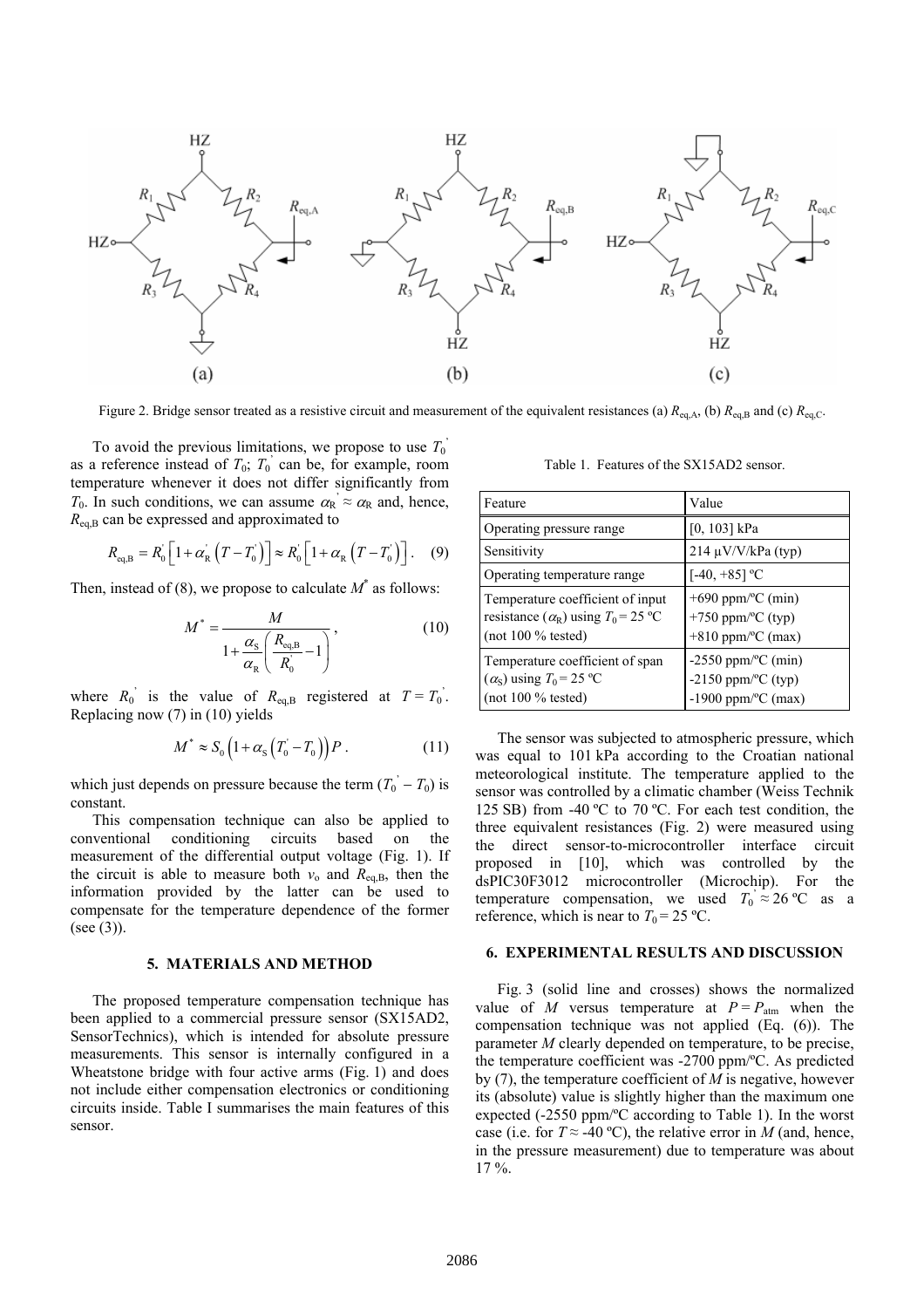Figure 2. Bridge sensor treated as a resistive circuit and measurement of the equivalent resistances (a) $R_{eq,A}$, (b) $R_{eq,B}$ and (c) $R_{eq,C}$.

To avoid the previous limitations, we propose to use $T_0^{'}$ as a reference instead of $T_0$; $T_0^{'}$ can be, for example, room temperature whenever it does not differ significantly from $T_0$. In such conditions, we can assume $\alpha_R^{'} \approx \alpha_R$ and, hence, $R_{eq,B}$ can be expressed and approximated to

$$R_{eq,B} = R_0^{'}\left[1+\alpha_R^{'}\left(T-T_0^{'}\right)\right] \approx R_0^{'}\left[1+\alpha_R\left(T-T_0^{'}\right)\right]. \quad (9)$$

Then, instead of (8), we propose to calculate $M^{*}$ as follows:

$$M^{*} = \frac{M}{1+\frac{\alpha_S}{\alpha_R}\left(\frac{R_{eq,B}}{R_0^{'}}-1\right)}, \quad (10)$$

where $R_0^{'}$ is the value of $R_{eq,B}$ registered at $T = T_0^{'}$. Replacing now (7) in (10) yields

$$M^{*} \approx S_0\left(1+\alpha_S\left(T_0^{'}-T_0\right)\right)P. \quad (11)$$

which just depends on pressure because the term ($T_0^{'} - T_0$) is constant.

This compensation technique can also be applied to conventional conditioning circuits based on the measurement of the differential output voltage (Fig. 1). If the circuit is able to measure both $v_o$ and $R_{eq,B}$, then the information provided by the latter can be used to compensate for the temperature dependence of the former (see (3)).

## 5. MATERIALS AND METHOD

The proposed temperature compensation technique has been applied to a commercial pressure sensor (SX15AD2, SensorTechnics), which is intended for absolute pressure measurements. This sensor is internally configured in a Wheatstone bridge with four active arms (Fig. 1) and does not include either compensation electronics or conditioning circuits inside. Table I summarises the main features of this sensor.

Table 1. Features of the SX15AD2 sensor.

| Feature | Value |
|---|---|
| Operating pressure range | [0, 103] kPa |
| Sensitivity | 214 μV/V/kPa (typ) |
| Operating temperature range | [-40, +85] ºC |
| Temperature coefficient of input resistance ($\alpha_R$) using $T_0$ = 25 ºC (not 100 % tested) | +690 ppm/ºC (min)<br>+750 ppm/ºC (typ)<br>+810 ppm/ºC (max) |
| Temperature coefficient of span ($\alpha_S$) using $T_0$ = 25 ºC (not 100 % tested) | -2550 ppm/ºC (min)<br>-2150 ppm/ºC (typ)<br>-1900 ppm/ºC (max) |

The sensor was subjected to atmospheric pressure, which was equal to 101 kPa according to the Croatian national meteorological institute. The temperature applied to the sensor was controlled by a climatic chamber (Weiss Technik 125 SB) from -40 ºC to 70 ºC. For each test condition, the three equivalent resistances (Fig. 2) were measured using the direct sensor-to-microcontroller interface circuit proposed in [10], which was controlled by the dsPIC30F3012 microcontroller (Microchip). For the temperature compensation, we used $T_0^{'} \approx 26$ ºC as a reference, which is near to $T_0$ = 25 ºC.

## 6. EXPERIMENTAL RESULTS AND DISCUSSION

Fig. 3 (solid line and crosses) shows the normalized value of $M$ versus temperature at $P = P_{atm}$ when the compensation technique was not applied (Eq. (6)). The parameter $M$ clearly depended on temperature, to be precise, the temperature coefficient was -2700 ppm/ºC. As predicted by (7), the temperature coefficient of $M$ is negative, however its (absolute) value is slightly higher than the maximum one expected (-2550 ppm/ºC according to Table 1). In the worst case (i.e. for $T \approx$ -40 ºC), the relative error in $M$ (and, hence, in the pressure measurement) due to temperature was about 17 %.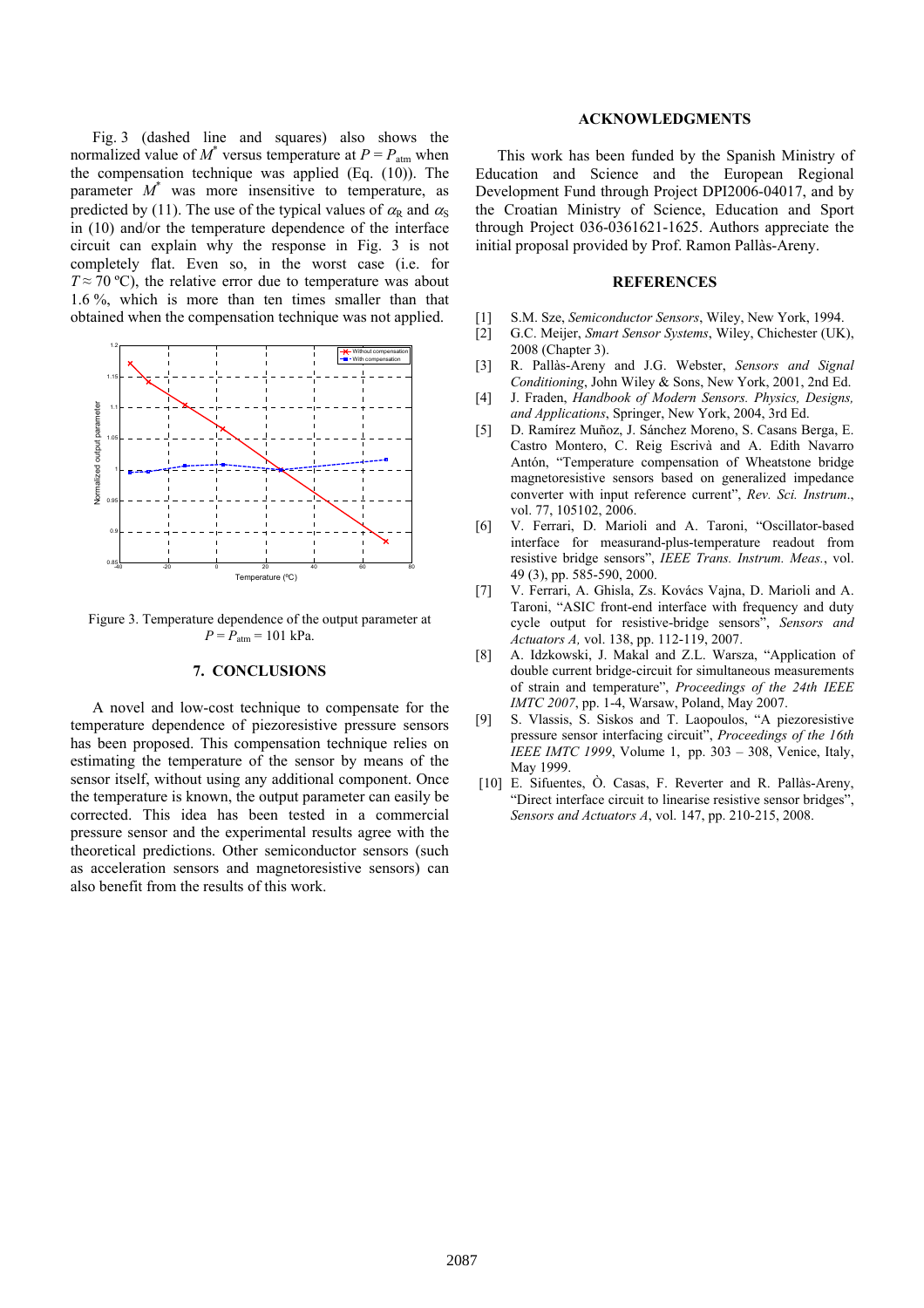Fig. 3 (dashed line and squares) also shows the normalized value of $M^*$ versus temperature at $P = P_{\text{atm}}$ when the compensation technique was applied (Eq. (10)). The parameter $M^*$ was more insensitive to temperature, as predicted by (11). The use of the typical values of $\alpha_R$ and $\alpha_S$ in (10) and/or the temperature dependence of the interface circuit can explain why the response in Fig. 3 is not completely flat. Even so, in the worst case (i.e. for $T \approx 70$ ºC), the relative error due to temperature was about 1.6 %, which is more than ten times smaller than that obtained when the compensation technique was not applied.

Without compensation
With compensation
Normalized output parameter
1.2
1.15
1.1
1.05
1
0.95
0.9
0.85
-40
-20
0
20
40
60
80
Temperature (ºC)

Figure 3. Temperature dependence of the output parameter at $P = P_{\text{atm}} = 101$ kPa.

## 7. CONCLUSIONS

A novel and low-cost technique to compensate for the temperature dependence of piezoresistive pressure sensors has been proposed. This compensation technique relies on estimating the temperature of the sensor by means of the sensor itself, without using any additional component. Once the temperature is known, the output parameter can easily be corrected. This idea has been tested in a commercial pressure sensor and the experimental results agree with the theoretical predictions. Other semiconductor sensors (such as acceleration sensors and magnetoresistive sensors) can also benefit from the results of this work.

## ACKNOWLEDGMENTS

This work has been funded by the Spanish Ministry of Education and Science and the European Regional Development Fund through Project DPI2006-04017, and by the Croatian Ministry of Science, Education and Sport through Project 036-0361621-1625. Authors appreciate the initial proposal provided by Prof. Ramon Pallàs-Areny.

## REFERENCES

[1] S.M. Sze, *Semiconductor Sensors*, Wiley, New York, 1994.

[2] G.C. Meijer, *Smart Sensor Systems*, Wiley, Chichester (UK), 2008 (Chapter 3).

[3] R. Pallàs-Areny and J.G. Webster, *Sensors and Signal Conditioning*, John Wiley & Sons, New York, 2001, 2nd Ed.

[4] J. Fraden, *Handbook of Modern Sensors. Physics, Designs, and Applications*, Springer, New York, 2004, 3rd Ed.

[5] D. Ramírez Muñoz, J. Sánchez Moreno, S. Casans Berga, E. Castro Montero, C. Reig Escrivà and A. Edith Navarro Antón, "Temperature compensation of Wheatstone bridge magnetoresistive sensors based on generalized impedance converter with input reference current", *Rev. Sci. Instrum.*, vol. 77, 105102, 2006.

[6] V. Ferrari, D. Marioli and A. Taroni, "Oscillator-based interface for measurand-plus-temperature readout from resistive bridge sensors", *IEEE Trans. Instrum. Meas.*, vol. 49 (3), pp. 585-590, 2000.

[7] V. Ferrari, A. Ghisla, Zs. Kovács Vajna, D. Marioli and A. Taroni, "ASIC front-end interface with frequency and duty cycle output for resistive-bridge sensors", *Sensors and Actuators A,* vol. 138, pp. 112-119, 2007.

[8] A. Idzkowski, J. Makal and Z.L. Warsza, "Application of double current bridge-circuit for simultaneous measurements of strain and temperature", *Proceedings of the 24th IEEE IMTC 2007*, pp. 1-4, Warsaw, Poland, May 2007.

[9] S. Vlassis, S. Siskos and T. Laopoulos, "A piezoresistive pressure sensor interfacing circuit", *Proceedings of the 16th IEEE IMTC 1999*, Volume 1, pp. 303 – 308, Venice, Italy, May 1999.

[10] E. Sifuentes, Ò. Casas, F. Reverter and R. Pallàs-Areny, "Direct interface circuit to linearise resistive sensor bridges", *Sensors and Actuators A*, vol. 147, pp. 210-215, 2008.